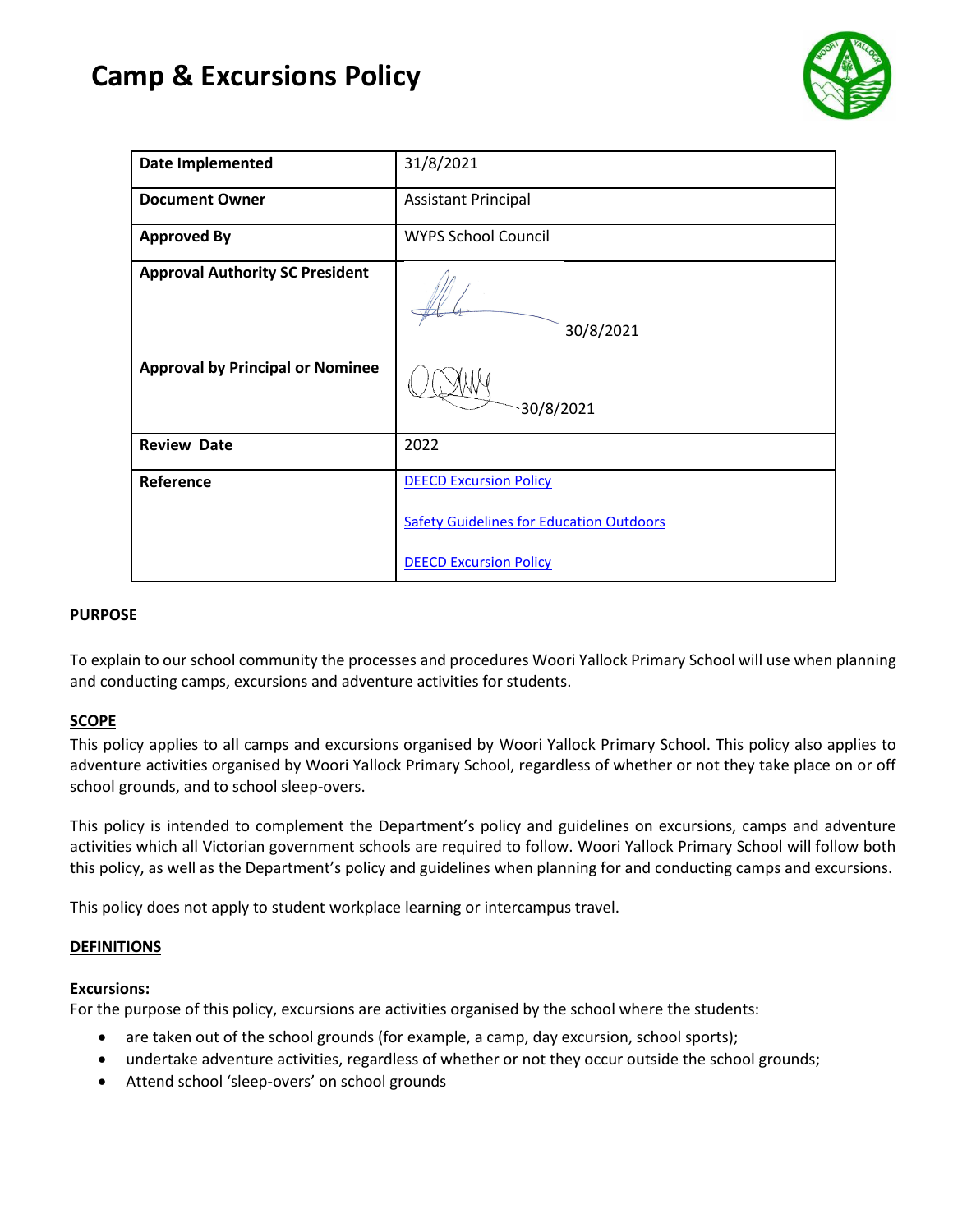# Camp & Excursions Policy

| Date Implemented | 31/8/2021 |
| --- | --- |
| **Document Owner** | Assistant Principal |
| **Approved By** | WYPS School Council |
| **Approval Authority SC President** | 30/8/2021 |
| **Approval by Principal or Nominee** | 30/8/2021 |
| **Review Date** | 2022 |
| **Reference** | DEECD Excursion Policy<br><br>Safety Guidelines for Education Outdoors<br><br>DEECD Excursion Policy |

## PURPOSE

To explain to our school community the processes and procedures Woori Yallock Primary School will use when planning and conducting camps, excursions and adventure activities for students.

## SCOPE

This policy applies to all camps and excursions organised by Woori Yallock Primary School. This policy also applies to adventure activities organised by Woori Yallock Primary School, regardless of whether or not they take place on or off school grounds, and to school sleep-overs.

This policy is intended to complement the Department's policy and guidelines on excursions, camps and adventure activities which all Victorian government schools are required to follow. Woori Yallock Primary School will follow both this policy, as well as the Department's policy and guidelines when planning for and conducting camps and excursions.

This policy does not apply to student workplace learning or intercampus travel.

## DEFINITIONS

**Excursions:**

For the purpose of this policy, excursions are activities organised by the school where the students:

- are taken out of the school grounds (for example, a camp, day excursion, school sports);
- undertake adventure activities, regardless of whether or not they occur outside the school grounds;
- Attend school 'sleep-overs' on school grounds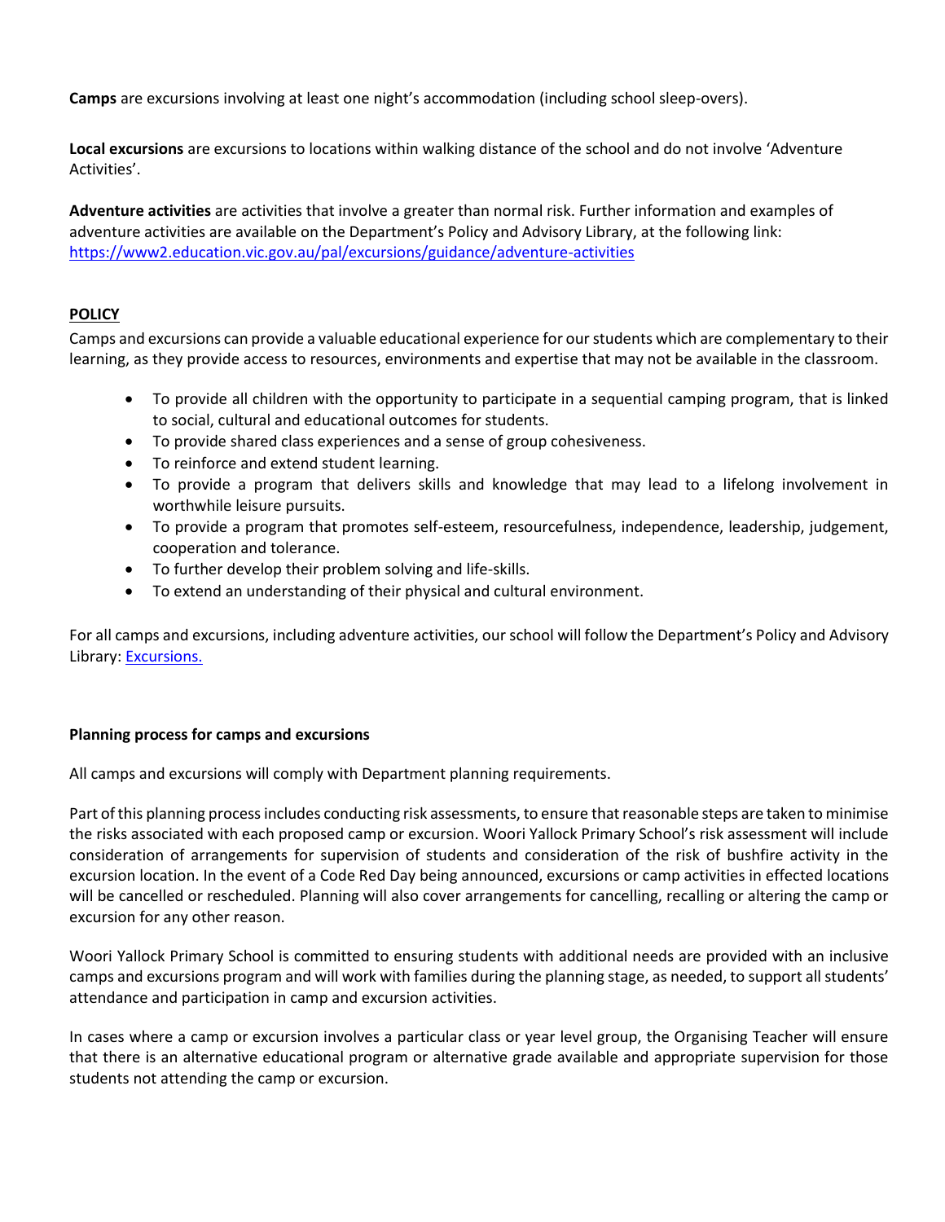**Camps** are excursions involving at least one night's accommodation (including school sleep-overs).

**Local excursions** are excursions to locations within walking distance of the school and do not involve 'Adventure Activities'.

**Adventure activities** are activities that involve a greater than normal risk. Further information and examples of adventure activities are available on the Department's Policy and Advisory Library, at the following link: https://www2.education.vic.gov.au/pal/excursions/guidance/adventure-activities

## POLICY

Camps and excursions can provide a valuable educational experience for our students which are complementary to their learning, as they provide access to resources, environments and expertise that may not be available in the classroom.

- To provide all children with the opportunity to participate in a sequential camping program, that is linked to social, cultural and educational outcomes for students.
- To provide shared class experiences and a sense of group cohesiveness.
- To reinforce and extend student learning.
- To provide a program that delivers skills and knowledge that may lead to a lifelong involvement in worthwhile leisure pursuits.
- To provide a program that promotes self-esteem, resourcefulness, independence, leadership, judgement, cooperation and tolerance.
- To further develop their problem solving and life-skills.
- To extend an understanding of their physical and cultural environment.

For all camps and excursions, including adventure activities, our school will follow the Department's Policy and Advisory Library: Excursions.

### Planning process for camps and excursions

All camps and excursions will comply with Department planning requirements.

Part of this planning process includes conducting risk assessments, to ensure that reasonable steps are taken to minimise the risks associated with each proposed camp or excursion. Woori Yallock Primary School's risk assessment will include consideration of arrangements for supervision of students and consideration of the risk of bushfire activity in the excursion location. In the event of a Code Red Day being announced, excursions or camp activities in effected locations will be cancelled or rescheduled. Planning will also cover arrangements for cancelling, recalling or altering the camp or excursion for any other reason.

Woori Yallock Primary School is committed to ensuring students with additional needs are provided with an inclusive camps and excursions program and will work with families during the planning stage, as needed, to support all students' attendance and participation in camp and excursion activities.

In cases where a camp or excursion involves a particular class or year level group, the Organising Teacher will ensure that there is an alternative educational program or alternative grade available and appropriate supervision for those students not attending the camp or excursion.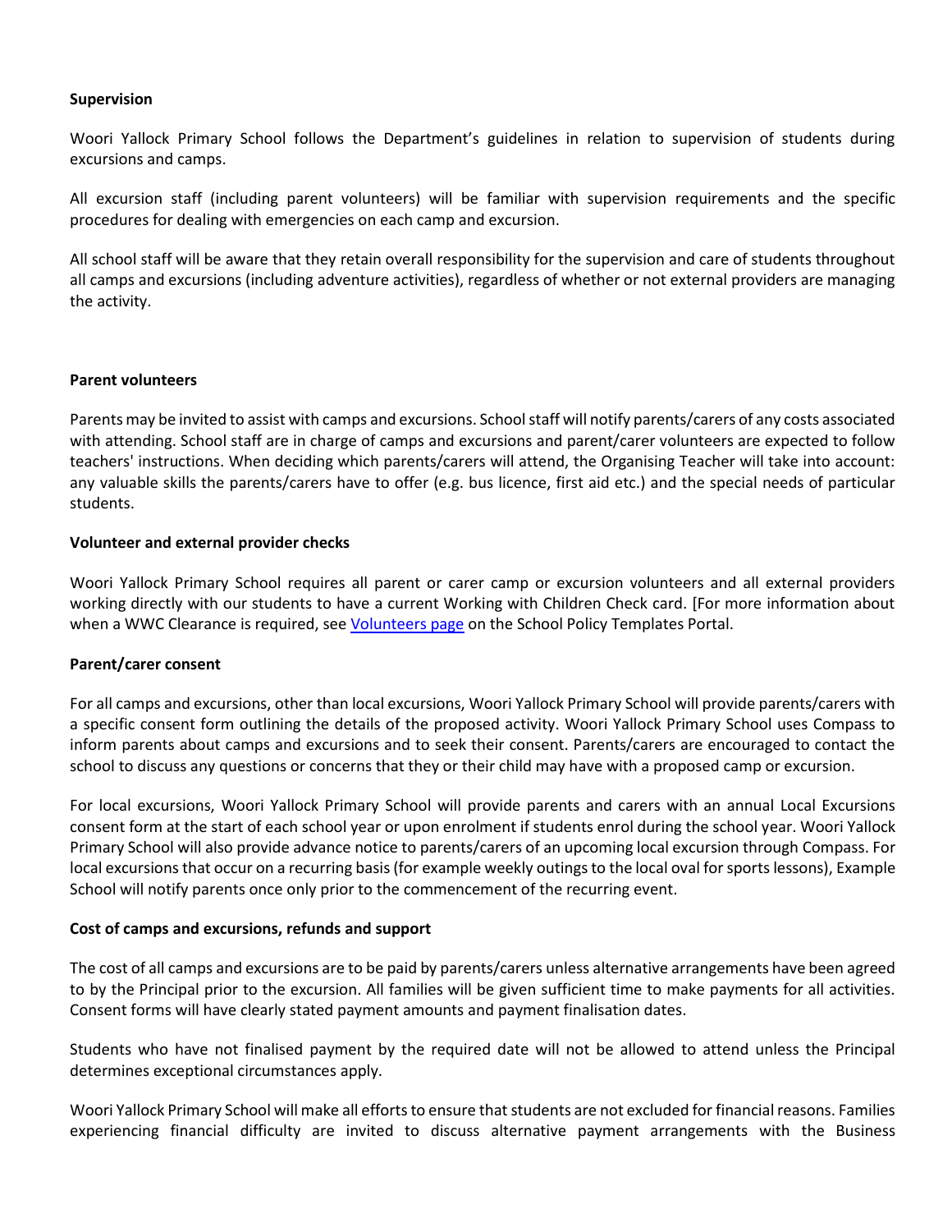**Supervision**

Woori Yallock Primary School follows the Department's guidelines in relation to supervision of students during excursions and camps.

All excursion staff (including parent volunteers) will be familiar with supervision requirements and the specific procedures for dealing with emergencies on each camp and excursion.

All school staff will be aware that they retain overall responsibility for the supervision and care of students throughout all camps and excursions (including adventure activities), regardless of whether or not external providers are managing the activity.

**Parent volunteers**

Parents may be invited to assist with camps and excursions. School staff will notify parents/carers of any costs associated with attending. School staff are in charge of camps and excursions and parent/carer volunteers are expected to follow teachers' instructions. When deciding which parents/carers will attend, the Organising Teacher will take into account: any valuable skills the parents/carers have to offer (e.g. bus licence, first aid etc.) and the special needs of particular students.

**Volunteer and external provider checks**

Woori Yallock Primary School requires all parent or carer camp or excursion volunteers and all external providers working directly with our students to have a current Working with Children Check card. [For more information about when a WWC Clearance is required, see Volunteers page on the School Policy Templates Portal.

**Parent/carer consent**

For all camps and excursions, other than local excursions, Woori Yallock Primary School will provide parents/carers with a specific consent form outlining the details of the proposed activity. Woori Yallock Primary School uses Compass to inform parents about camps and excursions and to seek their consent. Parents/carers are encouraged to contact the school to discuss any questions or concerns that they or their child may have with a proposed camp or excursion.

For local excursions, Woori Yallock Primary School will provide parents and carers with an annual Local Excursions consent form at the start of each school year or upon enrolment if students enrol during the school year. Woori Yallock Primary School will also provide advance notice to parents/carers of an upcoming local excursion through Compass. For local excursions that occur on a recurring basis (for example weekly outings to the local oval for sports lessons), Example School will notify parents once only prior to the commencement of the recurring event.

**Cost of camps and excursions, refunds and support**

The cost of all camps and excursions are to be paid by parents/carers unless alternative arrangements have been agreed to by the Principal prior to the excursion. All families will be given sufficient time to make payments for all activities. Consent forms will have clearly stated payment amounts and payment finalisation dates.

Students who have not finalised payment by the required date will not be allowed to attend unless the Principal determines exceptional circumstances apply.

Woori Yallock Primary School will make all efforts to ensure that students are not excluded for financial reasons. Families experiencing financial difficulty are invited to discuss alternative payment arrangements with the Business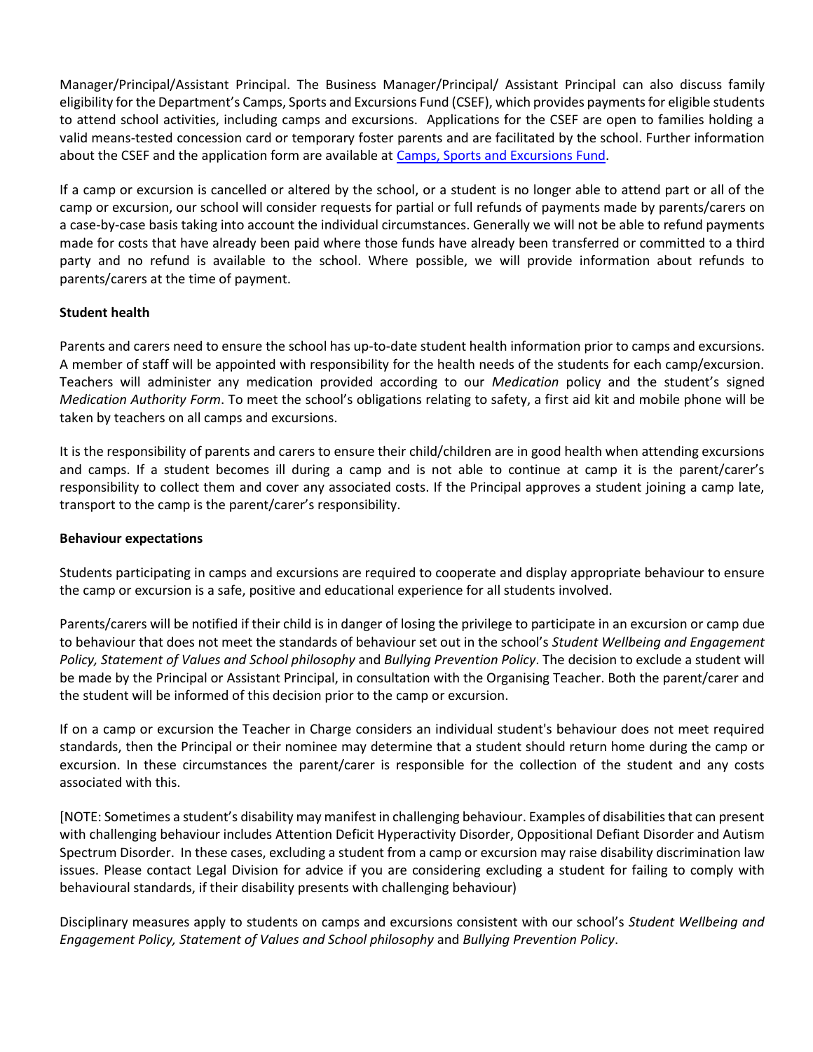Manager/Principal/Assistant Principal. The Business Manager/Principal/ Assistant Principal can also discuss family eligibility for the Department's Camps, Sports and Excursions Fund (CSEF), which provides payments for eligible students to attend school activities, including camps and excursions. Applications for the CSEF are open to families holding a valid means-tested concession card or temporary foster parents and are facilitated by the school. Further information about the CSEF and the application form are available at [Camps, Sports and Excursions Fund]().

If a camp or excursion is cancelled or altered by the school, or a student is no longer able to attend part or all of the camp or excursion, our school will consider requests for partial or full refunds of payments made by parents/carers on a case-by-case basis taking into account the individual circumstances. Generally we will not be able to refund payments made for costs that have already been paid where those funds have already been transferred or committed to a third party and no refund is available to the school. Where possible, we will provide information about refunds to parents/carers at the time of payment.

**Student health**

Parents and carers need to ensure the school has up-to-date student health information prior to camps and excursions. A member of staff will be appointed with responsibility for the health needs of the students for each camp/excursion. Teachers will administer any medication provided according to our *Medication* policy and the student's signed *Medication Authority Form*. To meet the school's obligations relating to safety, a first aid kit and mobile phone will be taken by teachers on all camps and excursions.

It is the responsibility of parents and carers to ensure their child/children are in good health when attending excursions and camps. If a student becomes ill during a camp and is not able to continue at camp it is the parent/carer's responsibility to collect them and cover any associated costs. If the Principal approves a student joining a camp late, transport to the camp is the parent/carer's responsibility.

**Behaviour expectations**

Students participating in camps and excursions are required to cooperate and display appropriate behaviour to ensure the camp or excursion is a safe, positive and educational experience for all students involved.

Parents/carers will be notified if their child is in danger of losing the privilege to participate in an excursion or camp due to behaviour that does not meet the standards of behaviour set out in the school's *Student Wellbeing and Engagement Policy, Statement of Values and School philosophy* and *Bullying Prevention Policy*. The decision to exclude a student will be made by the Principal or Assistant Principal, in consultation with the Organising Teacher. Both the parent/carer and the student will be informed of this decision prior to the camp or excursion.

If on a camp or excursion the Teacher in Charge considers an individual student's behaviour does not meet required standards, then the Principal or their nominee may determine that a student should return home during the camp or excursion. In these circumstances the parent/carer is responsible for the collection of the student and any costs associated with this.

[NOTE: Sometimes a student's disability may manifest in challenging behaviour. Examples of disabilities that can present with challenging behaviour includes Attention Deficit Hyperactivity Disorder, Oppositional Defiant Disorder and Autism Spectrum Disorder. In these cases, excluding a student from a camp or excursion may raise disability discrimination law issues. Please contact Legal Division for advice if you are considering excluding a student for failing to comply with behavioural standards, if their disability presents with challenging behaviour)

Disciplinary measures apply to students on camps and excursions consistent with our school's *Student Wellbeing and Engagement Policy, Statement of Values and School philosophy* and *Bullying Prevention Policy*.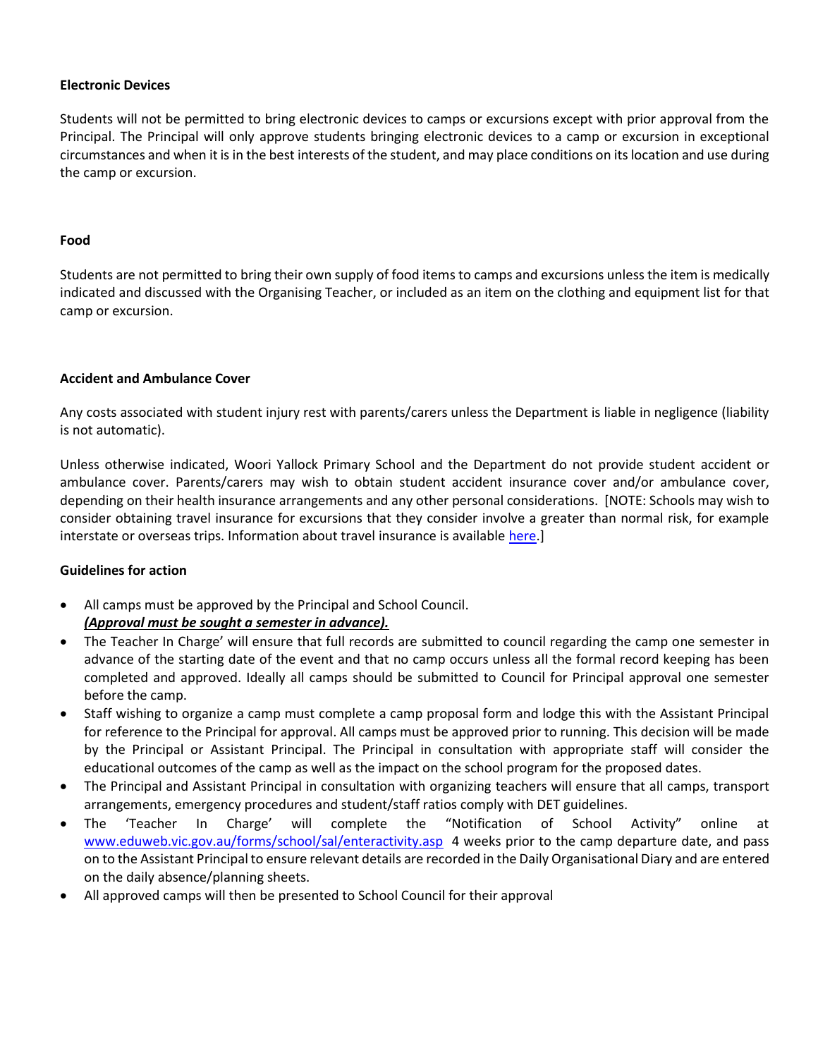**Electronic Devices**

Students will not be permitted to bring electronic devices to camps or excursions except with prior approval from the Principal. The Principal will only approve students bringing electronic devices to a camp or excursion in exceptional circumstances and when it is in the best interests of the student, and may place conditions on its location and use during the camp or excursion.

**Food**

Students are not permitted to bring their own supply of food items to camps and excursions unless the item is medically indicated and discussed with the Organising Teacher, or included as an item on the clothing and equipment list for that camp or excursion.

**Accident and Ambulance Cover**

Any costs associated with student injury rest with parents/carers unless the Department is liable in negligence (liability is not automatic).

Unless otherwise indicated, Woori Yallock Primary School and the Department do not provide student accident or ambulance cover. Parents/carers may wish to obtain student accident insurance cover and/or ambulance cover, depending on their health insurance arrangements and any other personal considerations. [NOTE: Schools may wish to consider obtaining travel insurance for excursions that they consider involve a greater than normal risk, for example interstate or overseas trips. Information about travel insurance is available here.]

**Guidelines for action**

- All camps must be approved by the Principal and School Council.
  ***Approval must be sought a semester in advance).***
- The Teacher In Charge' will ensure that full records are submitted to council regarding the camp one semester in advance of the starting date of the event and that no camp occurs unless all the formal record keeping has been completed and approved. Ideally all camps should be submitted to Council for Principal approval one semester before the camp.
- Staff wishing to organize a camp must complete a camp proposal form and lodge this with the Assistant Principal for reference to the Principal for approval. All camps must be approved prior to running. This decision will be made by the Principal or Assistant Principal. The Principal in consultation with appropriate staff will consider the educational outcomes of the camp as well as the impact on the school program for the proposed dates.
- The Principal and Assistant Principal in consultation with organizing teachers will ensure that all camps, transport arrangements, emergency procedures and student/staff ratios comply with DET guidelines.
- The 'Teacher In Charge' will complete the "Notification of School Activity" online at www.eduweb.vic.gov.au/forms/school/sal/enteractivity.asp 4 weeks prior to the camp departure date, and pass on to the Assistant Principal to ensure relevant details are recorded in the Daily Organisational Diary and are entered on the daily absence/planning sheets.
- All approved camps will then be presented to School Council for their approval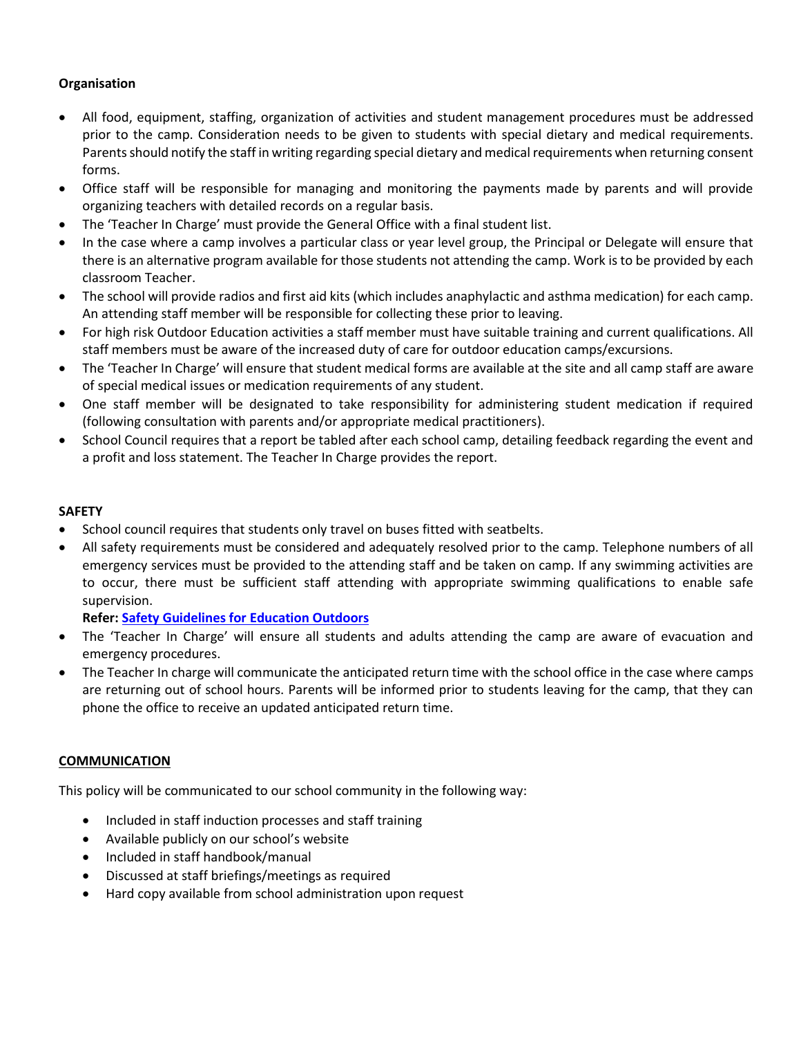**Organisation**

- All food, equipment, staffing, organization of activities and student management procedures must be addressed prior to the camp. Consideration needs to be given to students with special dietary and medical requirements. Parents should notify the staff in writing regarding special dietary and medical requirements when returning consent forms.
- Office staff will be responsible for managing and monitoring the payments made by parents and will provide organizing teachers with detailed records on a regular basis.
- The 'Teacher In Charge' must provide the General Office with a final student list.
- In the case where a camp involves a particular class or year level group, the Principal or Delegate will ensure that there is an alternative program available for those students not attending the camp. Work is to be provided by each classroom Teacher.
- The school will provide radios and first aid kits (which includes anaphylactic and asthma medication) for each camp. An attending staff member will be responsible for collecting these prior to leaving.
- For high risk Outdoor Education activities a staff member must have suitable training and current qualifications. All staff members must be aware of the increased duty of care for outdoor education camps/excursions.
- The 'Teacher In Charge' will ensure that student medical forms are available at the site and all camp staff are aware of special medical issues or medication requirements of any student.
- One staff member will be designated to take responsibility for administering student medication if required (following consultation with parents and/or appropriate medical practitioners).
- School Council requires that a report be tabled after each school camp, detailing feedback regarding the event and a profit and loss statement. The Teacher In Charge provides the report.

**SAFETY**

- School council requires that students only travel on buses fitted with seatbelts.
- All safety requirements must be considered and adequately resolved prior to the camp. Telephone numbers of all emergency services must be provided to the attending staff and be taken on camp. If any swimming activities are to occur, there must be sufficient staff attending with appropriate swimming qualifications to enable safe supervision.

  **Refer: Safety Guidelines for Education Outdoors**
- The 'Teacher In Charge' will ensure all students and adults attending the camp are aware of evacuation and emergency procedures.
- The Teacher In charge will communicate the anticipated return time with the school office in the case where camps are returning out of school hours. Parents will be informed prior to students leaving for the camp, that they can phone the office to receive an updated anticipated return time.

**COMMUNICATION**

This policy will be communicated to our school community in the following way:

- Included in staff induction processes and staff training
- Available publicly on our school's website
- Included in staff handbook/manual
- Discussed at staff briefings/meetings as required
- Hard copy available from school administration upon request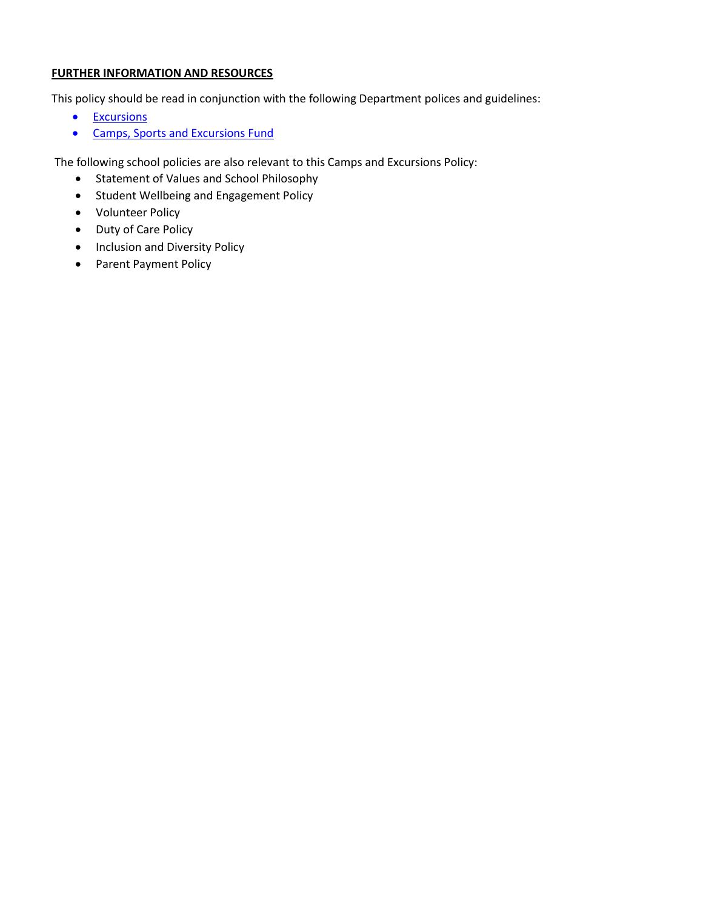## FURTHER INFORMATION AND RESOURCES

This policy should be read in conjunction with the following Department polices and guidelines:

- Excursions
- Camps, Sports and Excursions Fund

The following school policies are also relevant to this Camps and Excursions Policy:

- Statement of Values and School Philosophy
- Student Wellbeing and Engagement Policy
- Volunteer Policy
- Duty of Care Policy
- Inclusion and Diversity Policy
- Parent Payment Policy